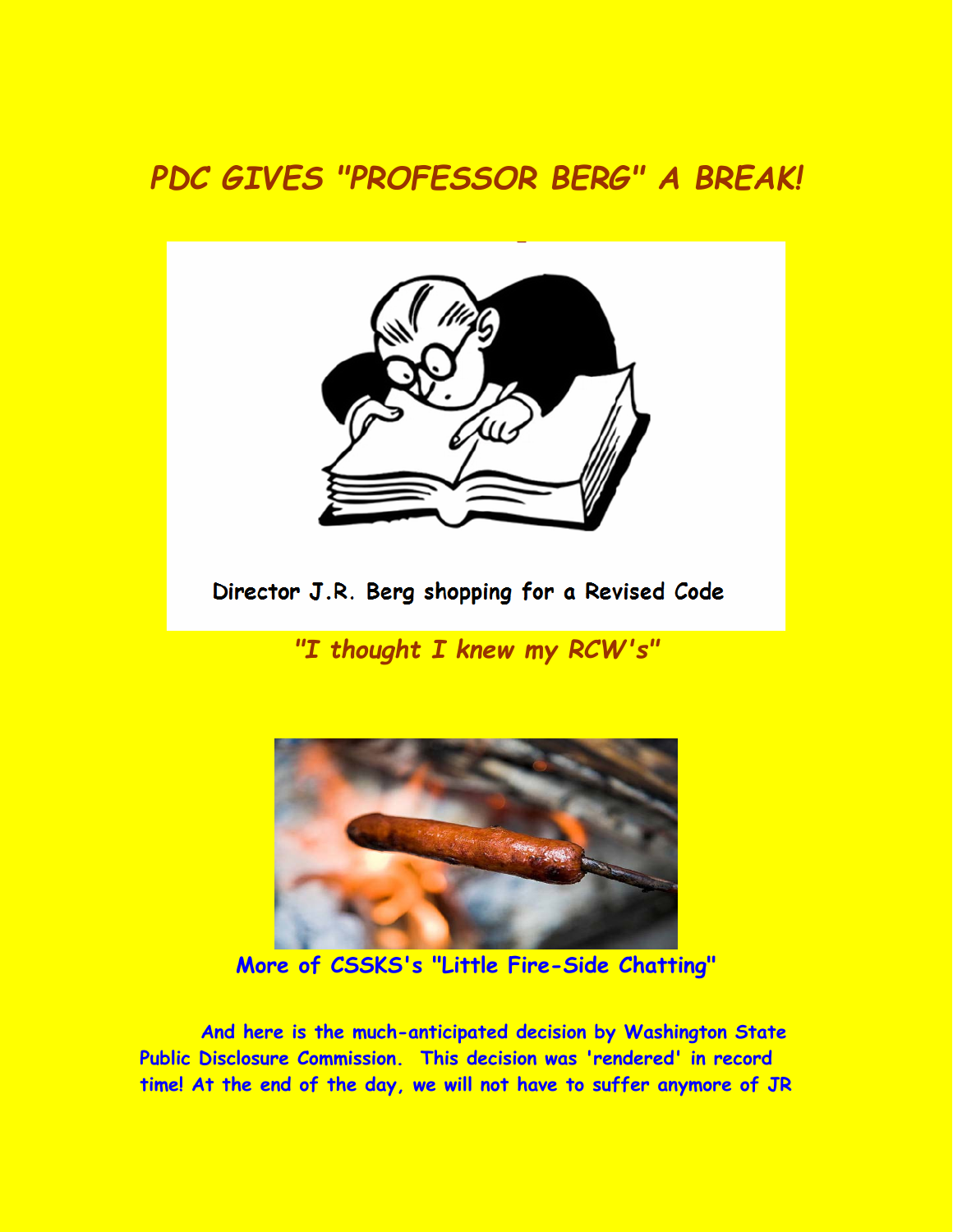# PDC GIVES "PROFESSOR BERG" A BREAK!

Director J.R. Berg shopping for a Revised Code

*"I thought I knew my RCW's"*

More of CSSKS's "Little Fire-Side Chatting"

And here is the much-anticipated decision by Washington State Public Disclosure Commission. This decision was 'rendered' in record time! At the end of the day, we will not have to suffer anymore of JR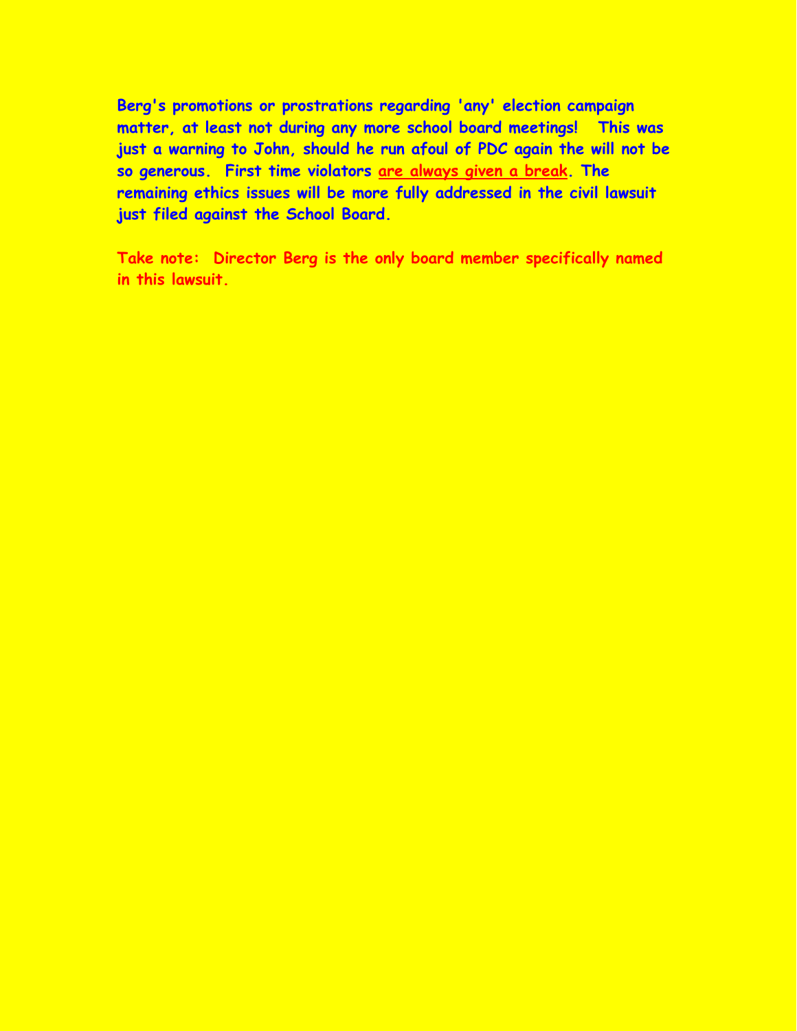**Berg's promotions or prostrations regarding 'any' election campaign matter, at least not during any more school board meetings! This was just a warning to John, should he run afoul of PDC again the will not be so generous. First time violators <u>are always given a break</u>. The remaining ethics issues will be more fully addressed in the civil lawsuit just filed against the School Board.**

**Take note: Director Berg is the only board member specifically named in this lawsuit.**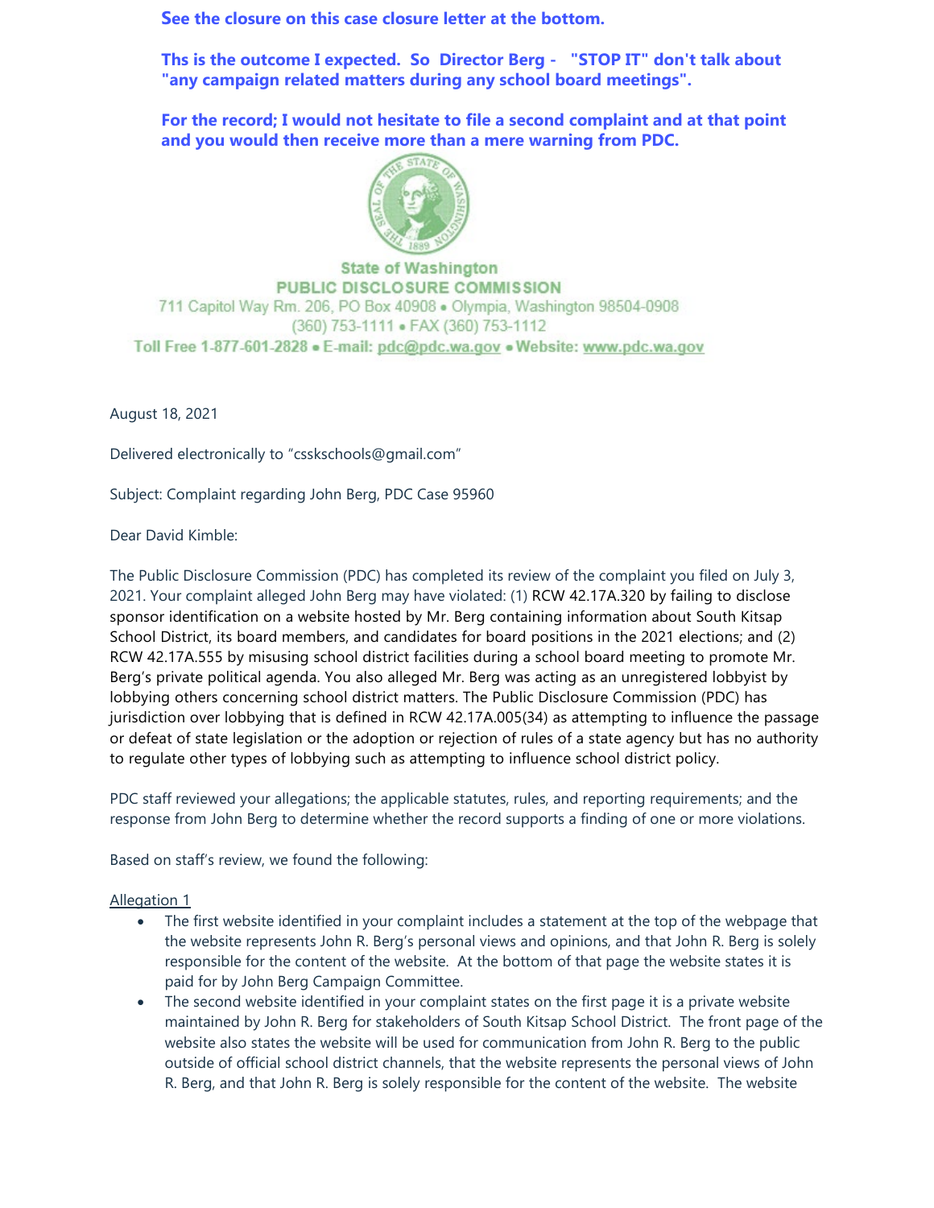**See the closure on this case closure letter at the bottom.**

**Ths is the outcome I expected. So Director Berg - "STOP IT" don't talk about "any campaign related matters during any school board meetings".**

**For the record; I would not hesitate to file a second complaint and at that point and you would then receive more than a mere warning from PDC.**

State of Washington
PUBLIC DISCLOSURE COMMISSION
711 Capitol Way Rm. 206, PO Box 40908 • Olympia, Washington 98504-0908
(360) 753-1111 • FAX (360) 753-1112
Toll Free 1-877-601-2828 • E-mail: pdc@pdc.wa.gov • Website: www.pdc.wa.gov

August 18, 2021

Delivered electronically to "csskschools@gmail.com"

Subject: Complaint regarding John Berg, PDC Case 95960

Dear David Kimble:

The Public Disclosure Commission (PDC) has completed its review of the complaint you filed on July 3, 2021. Your complaint alleged John Berg may have violated: (1) RCW 42.17A.320 by failing to disclose sponsor identification on a website hosted by Mr. Berg containing information about South Kitsap School District, its board members, and candidates for board positions in the 2021 elections; and (2) RCW 42.17A.555 by misusing school district facilities during a school board meeting to promote Mr. Berg's private political agenda. You also alleged Mr. Berg was acting as an unregistered lobbyist by lobbying others concerning school district matters. The Public Disclosure Commission (PDC) has jurisdiction over lobbying that is defined in RCW 42.17A.005(34) as attempting to influence the passage or defeat of state legislation or the adoption or rejection of rules of a state agency but has no authority to regulate other types of lobbying such as attempting to influence school district policy.

PDC staff reviewed your allegations; the applicable statutes, rules, and reporting requirements; and the response from John Berg to determine whether the record supports a finding of one or more violations.

Based on staff's review, we found the following:

Allegation 1

- The first website identified in your complaint includes a statement at the top of the webpage that the website represents John R. Berg's personal views and opinions, and that John R. Berg is solely responsible for the content of the website. At the bottom of that page the website states it is paid for by John Berg Campaign Committee.
- The second website identified in your complaint states on the first page it is a private website maintained by John R. Berg for stakeholders of South Kitsap School District. The front page of the website also states the website will be used for communication from John R. Berg to the public outside of official school district channels, that the website represents the personal views of John R. Berg, and that John R. Berg is solely responsible for the content of the website. The website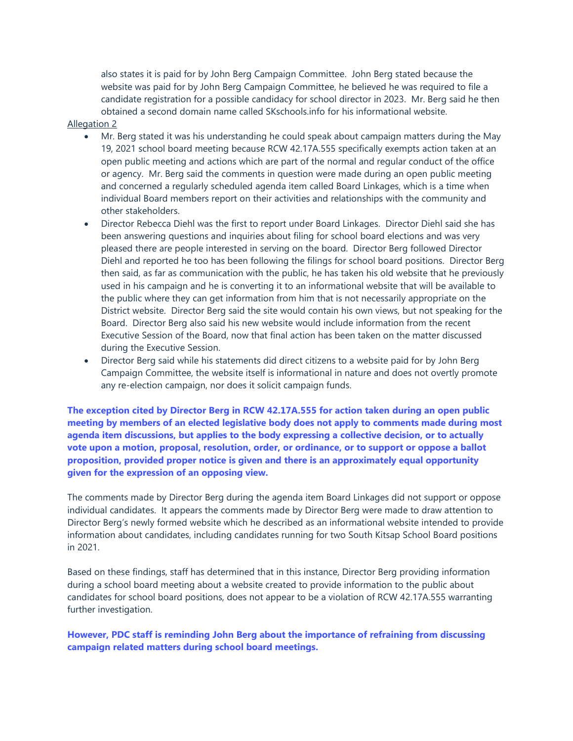also states it is paid for by John Berg Campaign Committee. John Berg stated because the website was paid for by John Berg Campaign Committee, he believed he was required to file a candidate registration for a possible candidacy for school director in 2023. Mr. Berg said he then obtained a second domain name called SKschools.info for his informational website.

Allegation 2

- Mr. Berg stated it was his understanding he could speak about campaign matters during the May 19, 2021 school board meeting because RCW 42.17A.555 specifically exempts action taken at an open public meeting and actions which are part of the normal and regular conduct of the office or agency. Mr. Berg said the comments in question were made during an open public meeting and concerned a regularly scheduled agenda item called Board Linkages, which is a time when individual Board members report on their activities and relationships with the community and other stakeholders.
- Director Rebecca Diehl was the first to report under Board Linkages. Director Diehl said she has been answering questions and inquiries about filing for school board elections and was very pleased there are people interested in serving on the board. Director Berg followed Director Diehl and reported he too has been following the filings for school board positions. Director Berg then said, as far as communication with the public, he has taken his old website that he previously used in his campaign and he is converting it to an informational website that will be available to the public where they can get information from him that is not necessarily appropriate on the District website. Director Berg said the site would contain his own views, but not speaking for the Board. Director Berg also said his new website would include information from the recent Executive Session of the Board, now that final action has been taken on the matter discussed during the Executive Session.
- Director Berg said while his statements did direct citizens to a website paid for by John Berg Campaign Committee, the website itself is informational in nature and does not overtly promote any re-election campaign, nor does it solicit campaign funds.

**The exception cited by Director Berg in RCW 42.17A.555 for action taken during an open public meeting by members of an elected legislative body does not apply to comments made during most agenda item discussions, but applies to the body expressing a collective decision, or to actually vote upon a motion, proposal, resolution, order, or ordinance, or to support or oppose a ballot proposition, provided proper notice is given and there is an approximately equal opportunity given for the expression of an opposing view.**

The comments made by Director Berg during the agenda item Board Linkages did not support or oppose individual candidates. It appears the comments made by Director Berg were made to draw attention to Director Berg's newly formed website which he described as an informational website intended to provide information about candidates, including candidates running for two South Kitsap School Board positions in 2021.

Based on these findings, staff has determined that in this instance, Director Berg providing information during a school board meeting about a website created to provide information to the public about candidates for school board positions, does not appear to be a violation of RCW 42.17A.555 warranting further investigation.

**However, PDC staff is reminding John Berg about the importance of refraining from discussing campaign related matters during school board meetings.**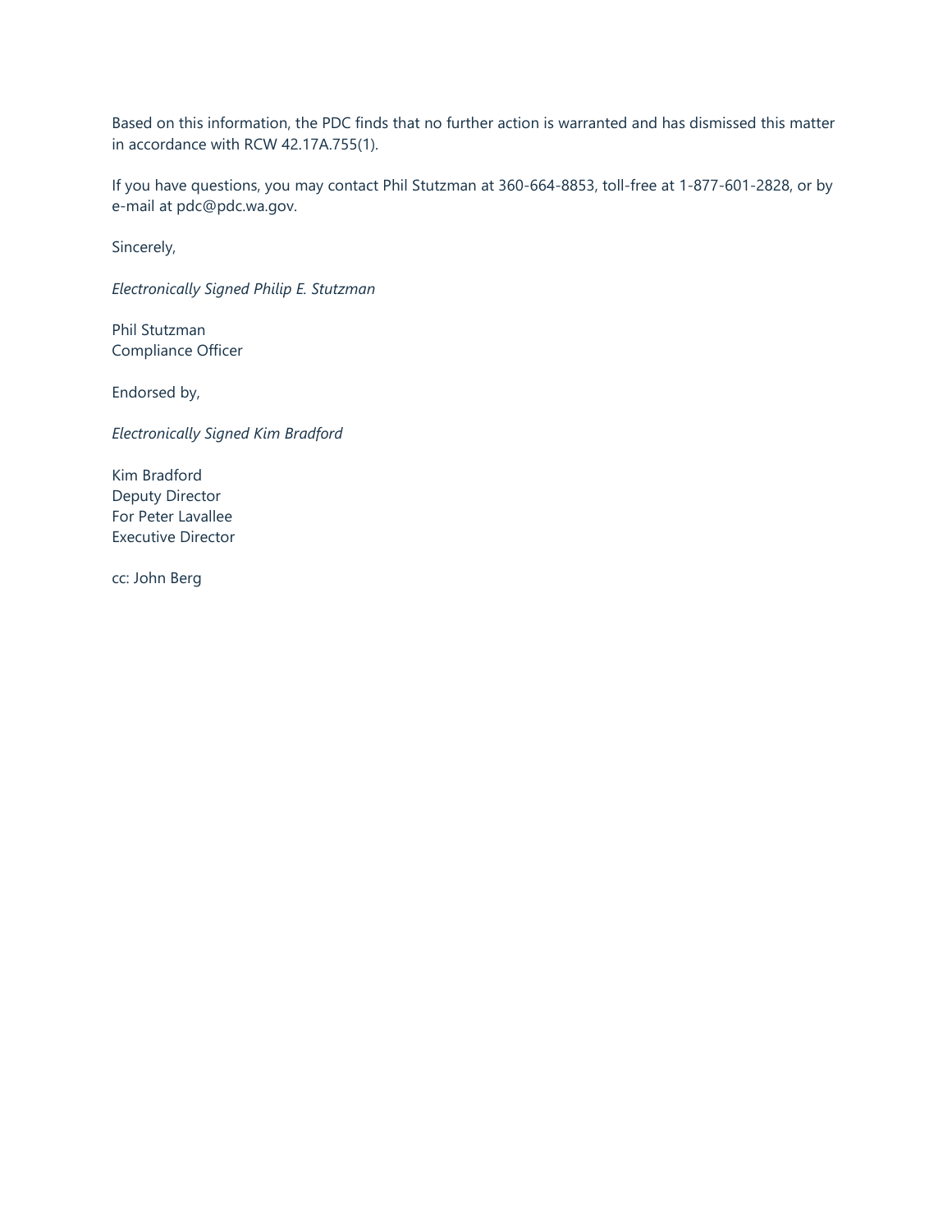Based on this information, the PDC finds that no further action is warranted and has dismissed this matter in accordance with RCW 42.17A.755(1).

If you have questions, you may contact Phil Stutzman at 360-664-8853, toll-free at 1-877-601-2828, or by e-mail at pdc@pdc.wa.gov.

Sincerely,

*Electronically Signed Philip E. Stutzman*

Phil Stutzman  
Compliance Officer

Endorsed by,

*Electronically Signed Kim Bradford*

Kim Bradford  
Deputy Director  
For Peter Lavallee  
Executive Director

cc: John Berg